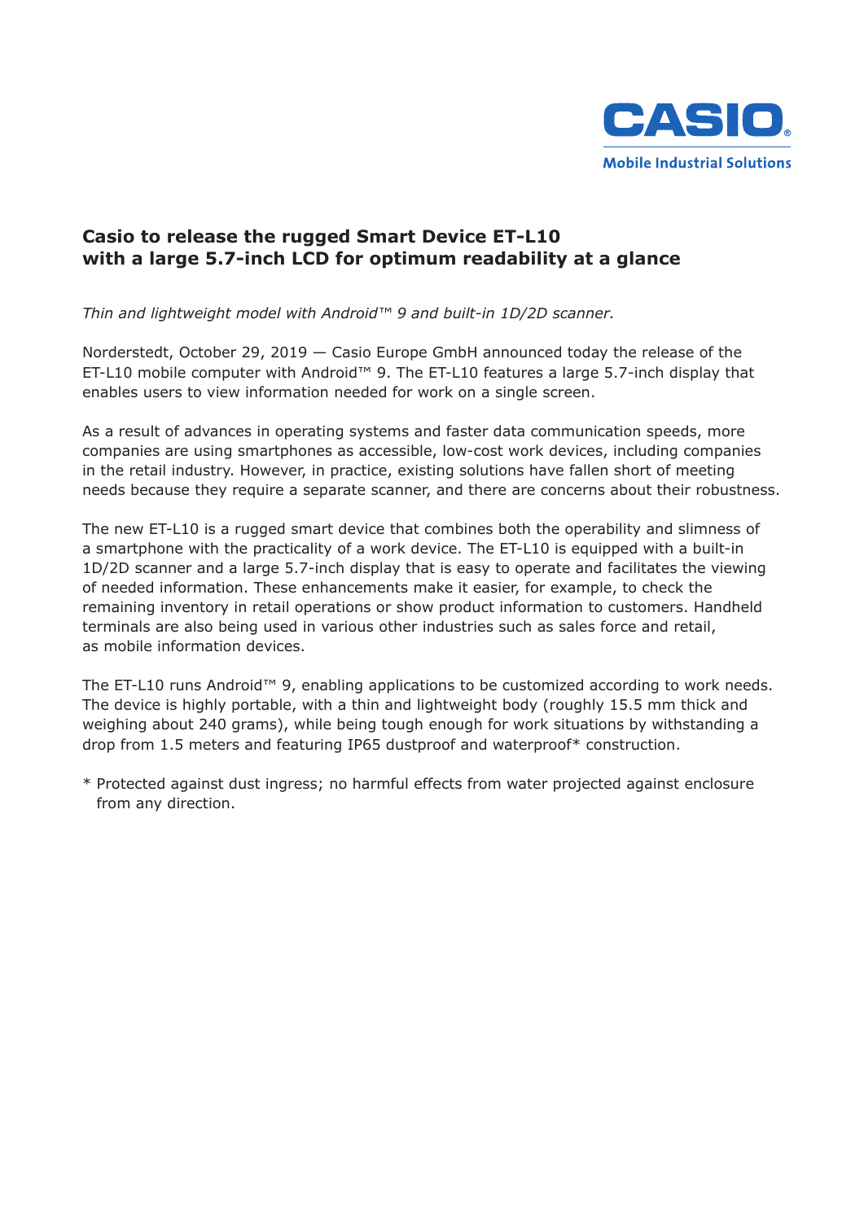CASIO

Mobile Industrial Solutions

# Casio to release the rugged Smart Device ET-L10 with a large 5.7-inch LCD for optimum readability at a glance

*Thin and lightweight model with Android™ 9 and built-in 1D/2D scanner.*

Norderstedt, October 29, 2019 — Casio Europe GmbH announced today the release of the ET-L10 mobile computer with Android™ 9. The ET-L10 features a large 5.7-inch display that enables users to view information needed for work on a single screen.

As a result of advances in operating systems and faster data communication speeds, more companies are using smartphones as accessible, low-cost work devices, including companies in the retail industry. However, in practice, existing solutions have fallen short of meeting needs because they require a separate scanner, and there are concerns about their robustness.

The new ET-L10 is a rugged smart device that combines both the operability and slimness of a smartphone with the practicality of a work device. The ET-L10 is equipped with a built-in 1D/2D scanner and a large 5.7-inch display that is easy to operate and facilitates the viewing of needed information. These enhancements make it easier, for example, to check the remaining inventory in retail operations or show product information to customers. Handheld terminals are also being used in various other industries such as sales force and retail, as mobile information devices.

The ET-L10 runs Android™ 9, enabling applications to be customized according to work needs. The device is highly portable, with a thin and lightweight body (roughly 15.5 mm thick and weighing about 240 grams), while being tough enough for work situations by withstanding a drop from 1.5 meters and featuring IP65 dustproof and waterproof* construction.

* Protected against dust ingress; no harmful effects from water projected against enclosure from any direction.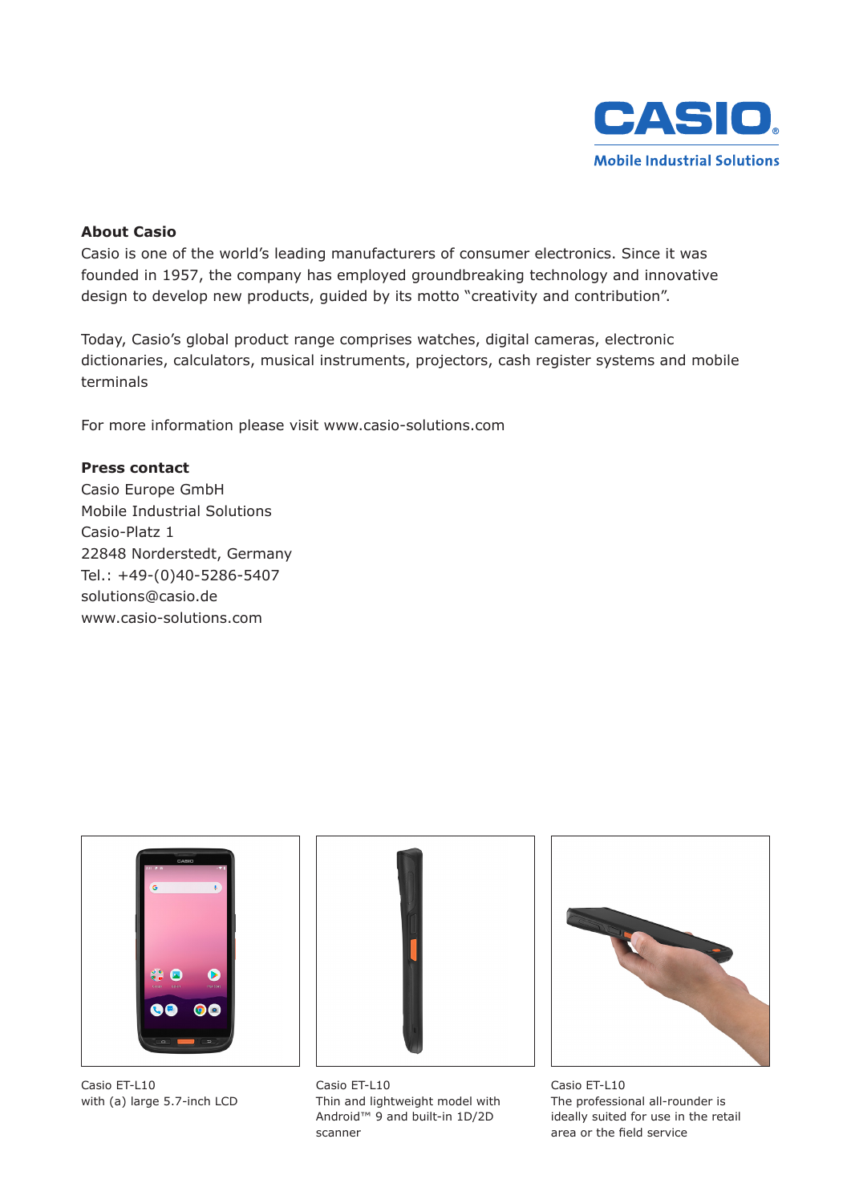## About Casio

Casio is one of the world's leading manufacturers of consumer electronics. Since it was founded in 1957, the company has employed groundbreaking technology and innovative design to develop new products, guided by its motto "creativity and contribution".

Today, Casio's global product range comprises watches, digital cameras, electronic dictionaries, calculators, musical instruments, projectors, cash register systems and mobile terminals

For more information please visit www.casio-solutions.com

## Press contact

Casio Europe GmbH
Mobile Industrial Solutions
Casio-Platz 1
22848 Norderstedt, Germany
Tel.: +49-(0)40-5286-5407
solutions@casio.de
www.casio-solutions.com

Casio ET-L10
with (a) large 5.7-inch LCD

Casio ET-L10
Thin and lightweight model with Android™ 9 and built-in 1D/2D scanner

Casio ET-L10
The professional all-rounder is ideally suited for use in the retail area or the field service